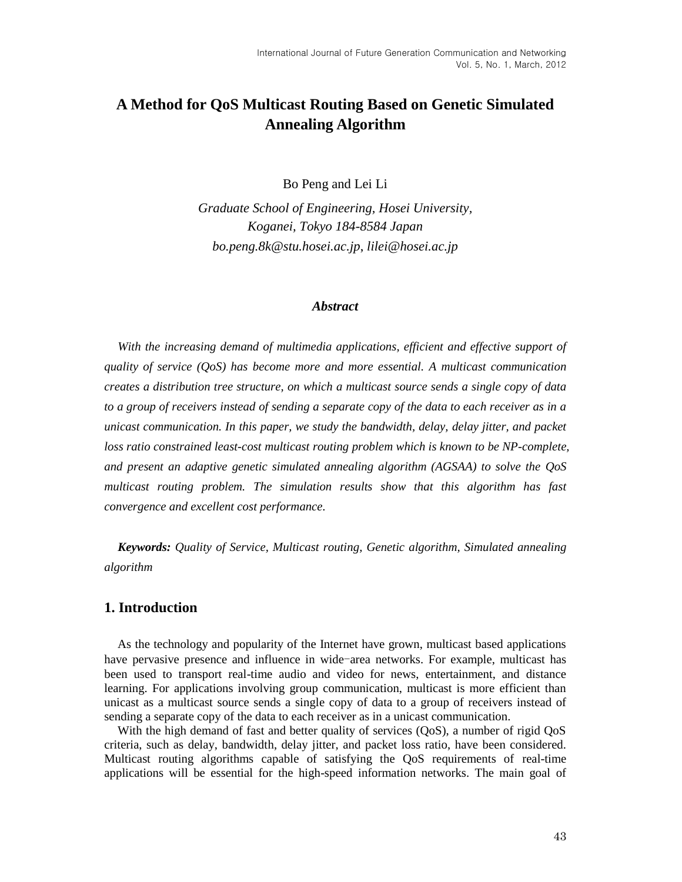# A Method for QoS Multicast Routing Based on Genetic Simulated Annealing Algorithm

Bo Peng and Lei Li

*Graduate School of Engineering, Hosei University, Koganei, Tokyo 184-8584 Japan*
*bo.peng.8k@stu.hosei.ac.jp, lilei@hosei.ac.jp*

### *Abstract*

*With the increasing demand of multimedia applications, efficient and effective support of quality of service (QoS) has become more and more essential. A multicast communication creates a distribution tree structure, on which a multicast source sends a single copy of data to a group of receivers instead of sending a separate copy of the data to each receiver as in a unicast communication. In this paper, we study the bandwidth, delay, delay jitter, and packet loss ratio constrained least-cost multicast routing problem which is known to be NP-complete, and present an adaptive genetic simulated annealing algorithm (AGSAA) to solve the QoS multicast routing problem. The simulation results show that this algorithm has fast convergence and excellent cost performance.*

***Keywords:*** *Quality of Service, Multicast routing, Genetic algorithm, Simulated annealing algorithm*

## 1. Introduction

As the technology and popularity of the Internet have grown, multicast based applications have pervasive presence and influence in wide-area networks. For example, multicast has been used to transport real-time audio and video for news, entertainment, and distance learning. For applications involving group communication, multicast is more efficient than unicast as a multicast source sends a single copy of data to a group of receivers instead of sending a separate copy of the data to each receiver as in a unicast communication.

With the high demand of fast and better quality of services (QoS), a number of rigid QoS criteria, such as delay, bandwidth, delay jitter, and packet loss ratio, have been considered. Multicast routing algorithms capable of satisfying the QoS requirements of real-time applications will be essential for the high-speed information networks. The main goal of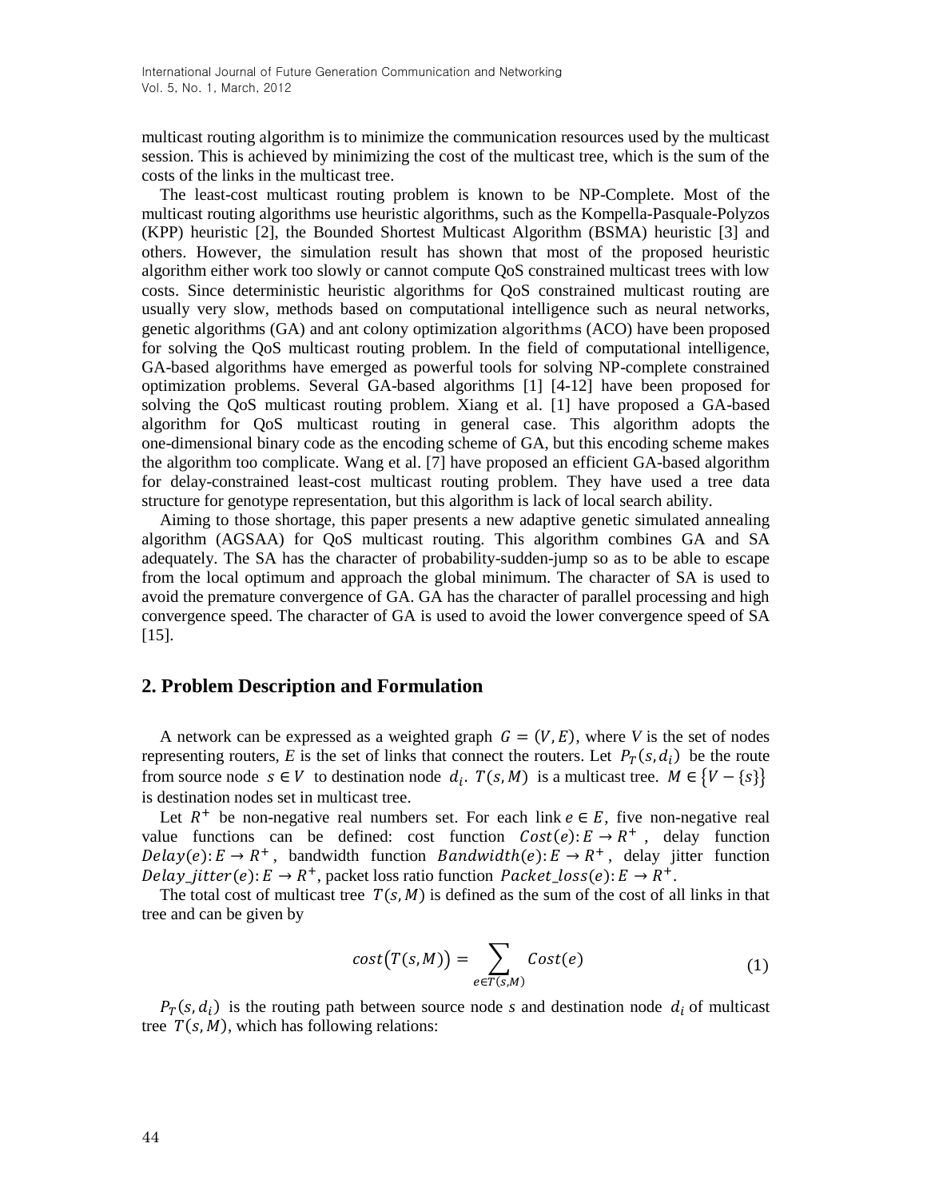multicast routing algorithm is to minimize the communication resources used by the multicast session. This is achieved by minimizing the cost of the multicast tree, which is the sum of the costs of the links in the multicast tree.

The least-cost multicast routing problem is known to be NP-Complete. Most of the multicast routing algorithms use heuristic algorithms, such as the Kompella-Pasquale-Polyzos (KPP) heuristic [2], the Bounded Shortest Multicast Algorithm (BSMA) heuristic [3] and others. However, the simulation result has shown that most of the proposed heuristic algorithm either work too slowly or cannot compute QoS constrained multicast trees with low costs. Since deterministic heuristic algorithms for QoS constrained multicast routing are usually very slow, methods based on computational intelligence such as neural networks, genetic algorithms (GA) and ant colony optimization algorithms (ACO) have been proposed for solving the QoS multicast routing problem. In the field of computational intelligence, GA-based algorithms have emerged as powerful tools for solving NP-complete constrained optimization problems. Several GA-based algorithms [1] [4-12] have been proposed for solving the QoS multicast routing problem. Xiang et al. [1] have proposed a GA-based algorithm for QoS multicast routing in general case. This algorithm adopts the one-dimensional binary code as the encoding scheme of GA, but this encoding scheme makes the algorithm too complicate. Wang et al. [7] have proposed an efficient GA-based algorithm for delay-constrained least-cost multicast routing problem. They have used a tree data structure for genotype representation, but this algorithm is lack of local search ability.

Aiming to those shortage, this paper presents a new adaptive genetic simulated annealing algorithm (AGSAA) for QoS multicast routing. This algorithm combines GA and SA adequately. The SA has the character of probability-sudden-jump so as to be able to escape from the local optimum and approach the global minimum. The character of SA is used to avoid the premature convergence of GA. GA has the character of parallel processing and high convergence speed. The character of GA is used to avoid the lower convergence speed of SA [15].

## 2. Problem Description and Formulation

A network can be expressed as a weighted graph $G = (V, E)$, where $V$ is the set of nodes representing routers, $E$ is the set of links that connect the routers. Let $P_T(s, d_i)$ be the route from source node $s \in V$ to destination node $d_i$. $T(s, M)$ is a multicast tree. $M \in \{V - \{s\}\}$ is destination nodes set in multicast tree.

Let $R^+$ be non-negative real numbers set. For each link $e \in E$, five non-negative real value functions can be defined: cost function $Cost(e): E \rightarrow R^+$, delay function $Delay(e): E \rightarrow R^+$, bandwidth function $Bandwidth(e): E \rightarrow R^+$, delay jitter function $Delay\_jitter(e): E \rightarrow R^+$, packet loss ratio function $Packet\_loss(e): E \rightarrow R^+$.

The total cost of multicast tree $T(s, M)$ is defined as the sum of the cost of all links in that tree and can be given by

$$cost\big(T(s,M)\big) = \sum_{e \in T(s,M)} Cost(e) \tag{1}$$

$P_T(s, d_i)$ is the routing path between source node $s$ and destination node $d_i$ of multicast tree $T(s, M)$, which has following relations: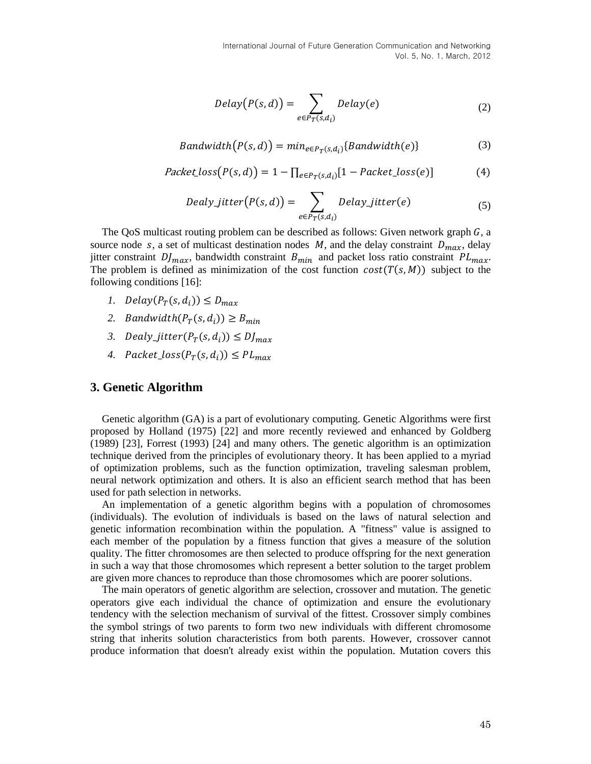$$Delay\big(P(s,d)\big) = \sum_{e \in P_T(s,d_i)} Delay(e) \tag{2}$$

$$Bandwidth\big(P(s,d)\big) = min_{e \in P_T(s,d_i)}\{Bandwidth(e)\} \tag{3}$$

$$Packet\_loss\big(P(s,d)\big) = 1 - \prod_{e \in P_T(s,d_i)}[1 - Packet\_loss(e)] \tag{4}$$

$$Dealy\_jitter\big(P(s,d)\big) = \sum_{e \in P_T(s,d_i)} Delay\_jitter(e) \tag{5}$$

The QoS multicast routing problem can be described as follows: Given network graph $G$, a source node $s$, a set of multicast destination nodes $M$, and the delay constraint $D_{max}$, delay jitter constraint $DJ_{max}$, bandwidth constraint $B_{min}$ and packet loss ratio constraint $PL_{max}$. The problem is defined as minimization of the cost function $cost(T(s,M))$ subject to the following conditions [16]:

1. $Delay(P_T(s,d_i)) \leq D_{max}$
2. $Bandwidth(P_T(s,d_i)) \geq B_{min}$
3. $Dealy\_jitter(P_T(s,d_i)) \leq DJ_{max}$
4. $Packet\_loss(P_T(s,d_i)) \leq PL_{max}$

## 3. Genetic Algorithm

Genetic algorithm (GA) is a part of evolutionary computing. Genetic Algorithms were first proposed by Holland (1975) [22] and more recently reviewed and enhanced by Goldberg (1989) [23], Forrest (1993) [24] and many others. The genetic algorithm is an optimization technique derived from the principles of evolutionary theory. It has been applied to a myriad of optimization problems, such as the function optimization, traveling salesman problem, neural network optimization and others. It is also an efficient search method that has been used for path selection in networks.

An implementation of a genetic algorithm begins with a population of chromosomes (individuals). The evolution of individuals is based on the laws of natural selection and genetic information recombination within the population. A "fitness" value is assigned to each member of the population by a fitness function that gives a measure of the solution quality. The fitter chromosomes are then selected to produce offspring for the next generation in such a way that those chromosomes which represent a better solution to the target problem are given more chances to reproduce than those chromosomes which are poorer solutions.

The main operators of genetic algorithm are selection, crossover and mutation. The genetic operators give each individual the chance of optimization and ensure the evolutionary tendency with the selection mechanism of survival of the fittest. Crossover simply combines the symbol strings of two parents to form two new individuals with different chromosome string that inherits solution characteristics from both parents. However, crossover cannot produce information that doesn't already exist within the population. Mutation covers this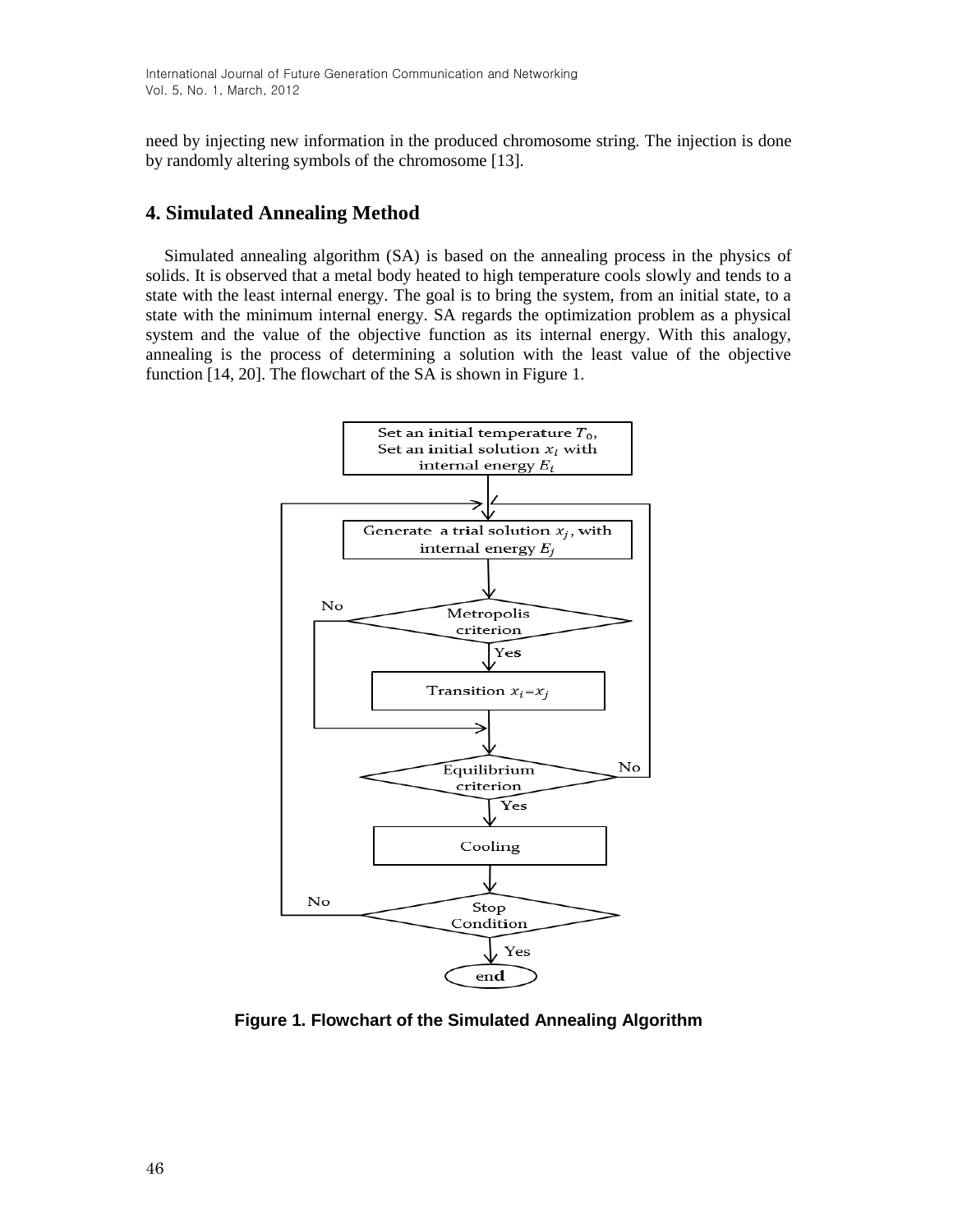need by injecting new information in the produced chromosome string. The injection is done by randomly altering symbols of the chromosome [13].

## 4. Simulated Annealing Method

Simulated annealing algorithm (SA) is based on the annealing process in the physics of solids. It is observed that a metal body heated to high temperature cools slowly and tends to a state with the least internal energy. The goal is to bring the system, from an initial state, to a state with the minimum internal energy. SA regards the optimization problem as a physical system and the value of the objective function as its internal energy. With this analogy, annealing is the process of determining a solution with the least value of the objective function [14, 20]. The flowchart of the SA is shown in Figure 1.

**Figure 1. Flowchart of the Simulated Annealing Algorithm**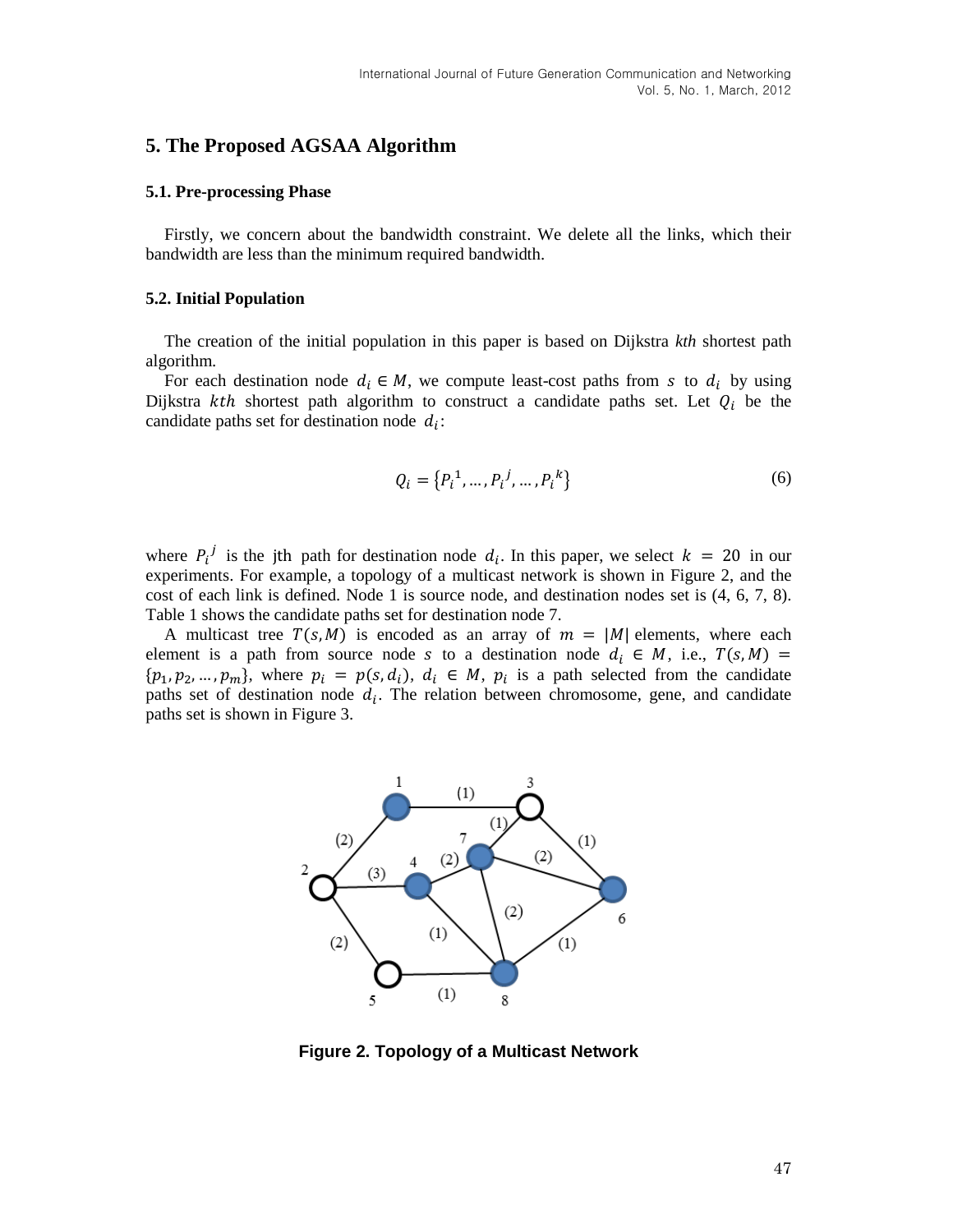## 5. The Proposed AGSAA Algorithm

### 5.1. Pre-processing Phase

Firstly, we concern about the bandwidth constraint. We delete all the links, which their bandwidth are less than the minimum required bandwidth.

### 5.2. Initial Population

The creation of the initial population in this paper is based on Dijkstra *kth* shortest path algorithm.

For each destination node $d_i \in M$, we compute least-cost paths from $s$ to $d_i$ by using Dijkstra $kth$ shortest path algorithm to construct a candidate paths set. Let $Q_i$ be the candidate paths set for destination node $d_i$:

$$Q_i = \{P_i{}^1, \ldots, P_i{}^j, \ldots, P_i{}^k\} \tag{6}$$

where $P_i{}^j$ is the jth path for destination node $d_i$. In this paper, we select $k = 20$ in our experiments. For example, a topology of a multicast network is shown in Figure 2, and the cost of each link is defined. Node 1 is source node, and destination nodes set is (4, 6, 7, 8). Table 1 shows the candidate paths set for destination node 7.

A multicast tree $T(s, M)$ is encoded as an array of $m = |M|$ elements, where each element is a path from source node $s$ to a destination node $d_i \in M$, i.e., $T(s, M) = \{p_1, p_2, \ldots, p_m\}$, where $p_i = p(s, d_i)$, $d_i \in M$, $p_i$ is a path selected from the candidate paths set of destination node $d_i$. The relation between chromosome, gene, and candidate paths set is shown in Figure 3.

**Figure 2. Topology of a Multicast Network**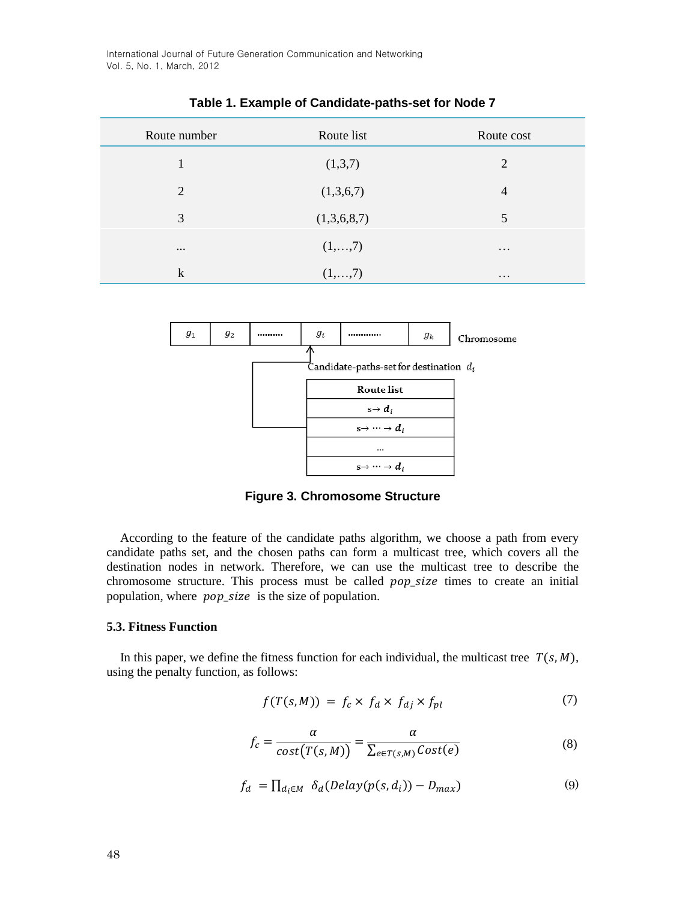**Table 1. Example of Candidate-paths-set for Node 7**

| Route number | Route list | Route cost |
|---|---|---|
| 1 | (1,3,7) | 2 |
| 2 | (1,3,6,7) | 4 |
| 3 | (1,3,6,8,7) | 5 |
| ... | (1,…,7) | … |
| k | (1,…,7) | … |

| $g_1$ | $g_2$ | .......... | $g_i$ | ............. | $g_k$ |
|---|---|---|---|---|---|

Chromosome

Candidate-paths-set for destination $d_i$

| Route list |
|---|
| s→ $d_i$ |
| s→ ⋯ → $d_i$ |
| … |
| s→ ⋯ → $d_i$ |

**Figure 3. Chromosome Structure**

According to the feature of the candidate paths algorithm, we choose a path from every candidate paths set, and the chosen paths can form a multicast tree, which covers all the destination nodes in network. Therefore, we can use the multicast tree to describe the chromosome structure. This process must be called $pop\_size$ times to create an initial population, where $pop\_size$ is the size of population.

### 5.3. Fitness Function

In this paper, we define the fitness function for each individual, the multicast tree $T(s, M)$, using the penalty function, as follows:

$$f(T(s,M)) = f_c \times f_d \times f_{dj} \times f_{pl} \tag{7}$$

$$f_c = \frac{\alpha}{cost(T(s,M))} = \frac{\alpha}{\sum_{e \in T(s,M)} Cost(e)} \tag{8}$$

$$f_d = \prod_{d_i \in M} \delta_d(Delay(p(s,d_i)) - D_{max}) \tag{9}$$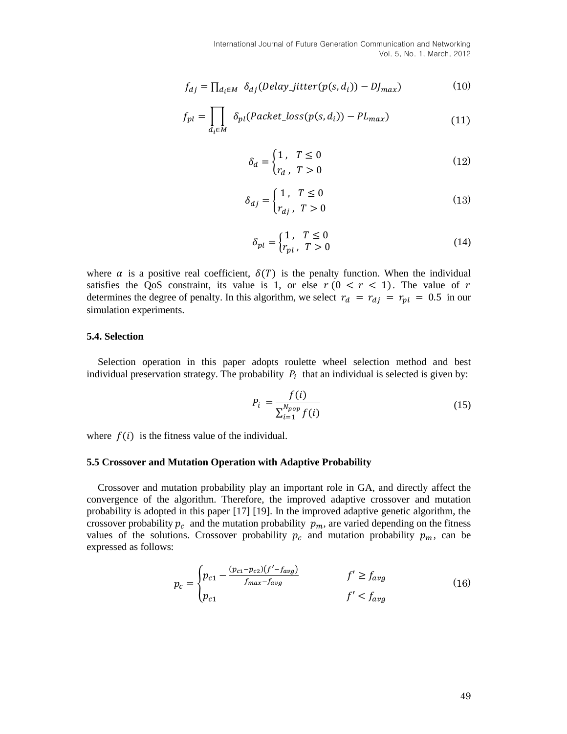$$f_{dj} = \prod_{d_i \in M} \delta_{dj}(Delay\_jitter(p(s, d_i)) - DJ_{max}) \tag{10}$$

$$f_{pl} = \prod_{d_i \in M} \delta_{pl}(Packet\_loss(p(s, d_i)) - PL_{max}) \tag{11}$$

$$\delta_d = \begin{cases} 1, & T \leq 0 \\ r_d, & T > 0 \end{cases} \tag{12}$$

$$\delta_{dj} = \begin{cases} 1, & T \leq 0 \\ r_{dj}, & T > 0 \end{cases} \tag{13}$$

$$\delta_{pl} = \begin{cases} 1, & T \leq 0 \\ r_{pl}, & T > 0 \end{cases} \tag{14}$$

where $\alpha$ is a positive real coefficient, $\delta(T)$ is the penalty function. When the individual satisfies the QoS constraint, its value is 1, or else $r\ (0 < r < 1)$. The value of $r$ determines the degree of penalty. In this algorithm, we select $r_d = r_{dj} = r_{pl} = 0.5$ in our simulation experiments.

### 5.4. Selection

Selection operation in this paper adopts roulette wheel selection method and best individual preservation strategy. The probability $P_i$ that an individual is selected is given by:

$$P_i = \frac{f(i)}{\sum_{i=1}^{N_{pop}} f(i)} \tag{15}$$

where $f(i)$ is the fitness value of the individual.

### 5.5 Crossover and Mutation Operation with Adaptive Probability

Crossover and mutation probability play an important role in GA, and directly affect the convergence of the algorithm. Therefore, the improved adaptive crossover and mutation probability is adopted in this paper [17] [19]. In the improved adaptive genetic algorithm, the crossover probability $p_c$ and the mutation probability $p_m$, are varied depending on the fitness values of the solutions. Crossover probability $p_c$ and mutation probability $p_m$, can be expressed as follows:

$$p_c = \begin{cases} p_{c1} - \frac{(p_{c1} - p_{c2})(f' - f_{avg})}{f_{max} - f_{avg}} & f' \geq f_{avg} \\ p_{c1} & f' < f_{avg} \end{cases} \tag{16}$$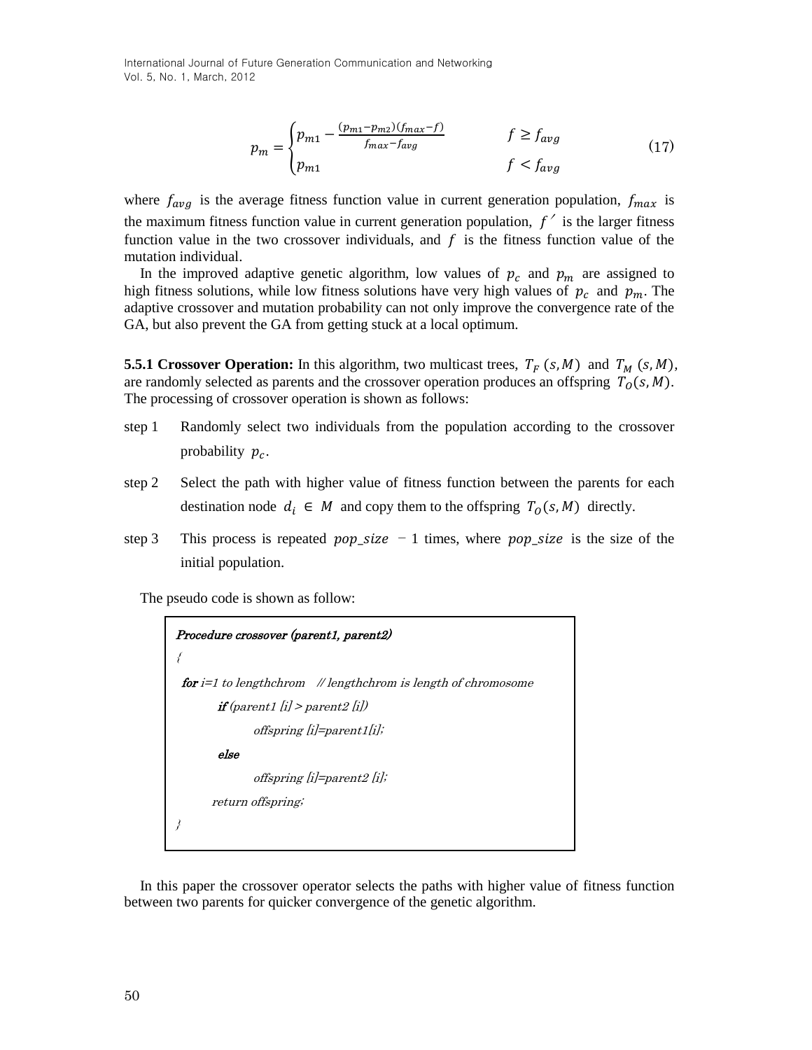$$p_m = \begin{cases} p_{m1} - \frac{(p_{m1} - p_{m2})(f_{max} - f)}{f_{max} - f_{avg}} & f \geq f_{avg} \\ p_{m1} & f < f_{avg} \end{cases} \tag{17}$$

where $f_{avg}$ is the average fitness function value in current generation population, $f_{max}$ is the maximum fitness function value in current generation population, $f'$ is the larger fitness function value in the two crossover individuals, and $f$ is the fitness function value of the mutation individual.

In the improved adaptive genetic algorithm, low values of $p_c$ and $p_m$ are assigned to high fitness solutions, while low fitness solutions have very high values of $p_c$ and $p_m$. The adaptive crossover and mutation probability can not only improve the convergence rate of the GA, but also prevent the GA from getting stuck at a local optimum.

**5.5.1 Crossover Operation:** In this algorithm, two multicast trees, $T_F\,(s, M)$ and $T_M\,(s, M)$, are randomly selected as parents and the crossover operation produces an offspring $T_O(s, M)$. The processing of crossover operation is shown as follows:

step 1 Randomly select two individuals from the population according to the crossover probability $p_c$.

step 2 Select the path with higher value of fitness function between the parents for each destination node $d_i \in M$ and copy them to the offspring $T_O(s, M)$ directly.

step 3 This process is repeated $pop\_size - 1$ times, where $pop\_size$ is the size of the initial population.

The pseudo code is shown as follow:

```
Procedure crossover (parent1, parent2)
{
 for i=1 to lengthchrom    // lengthchrom is length of chromosome
      if (parent1 [i] > parent2 [i])
           offspring [i]=parent1[i];
      else
           offspring [i]=parent2 [i];
    return offspring;
}
```

In this paper the crossover operator selects the paths with higher value of fitness function between two parents for quicker convergence of the genetic algorithm.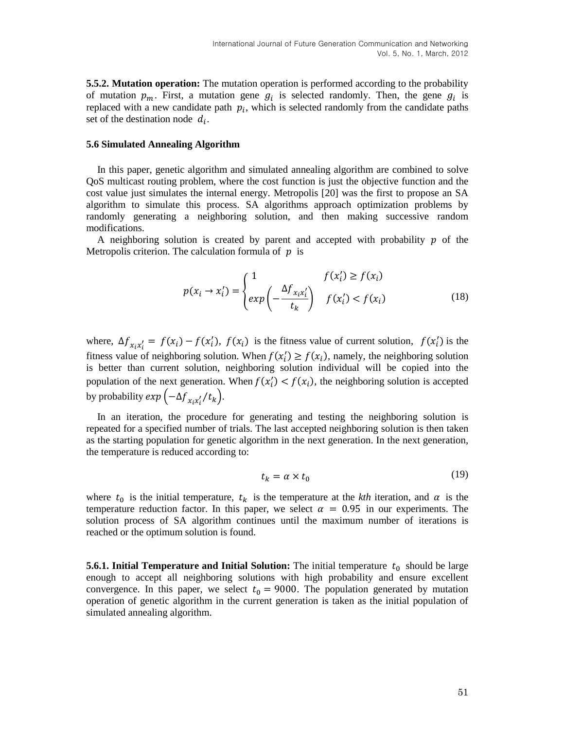**5.5.2. Mutation operation:** The mutation operation is performed according to the probability of mutation $p_m$. First, a mutation gene $g_i$ is selected randomly. Then, the gene $g_i$ is replaced with a new candidate path $p_i$, which is selected randomly from the candidate paths set of the destination node $d_i$.

### 5.6 Simulated Annealing Algorithm

In this paper, genetic algorithm and simulated annealing algorithm are combined to solve QoS multicast routing problem, where the cost function is just the objective function and the cost value just simulates the internal energy. Metropolis [20] was the first to propose an SA algorithm to simulate this process. SA algorithms approach optimization problems by randomly generating a neighboring solution, and then making successive random modifications.

A neighboring solution is created by parent and accepted with probability $p$ of the Metropolis criterion. The calculation formula of $p$ is

$$p(x_i \to x_i') = \begin{cases} 1 & f(x_i') \geq f(x_i) \\ exp\left(-\dfrac{\Delta f_{x_i x_i'}}{t_k}\right) & f(x_i') < f(x_i) \end{cases} \tag{18}$$

where, $\Delta f_{x_i x_i'} = f(x_i) - f(x_i')$, $f(x_i)$ is the fitness value of current solution, $f(x_i')$ is the fitness value of neighboring solution. When $f(x_i') \geq f(x_i)$, namely, the neighboring solution is better than current solution, neighboring solution individual will be copied into the population of the next generation. When $f(x_i') < f(x_i)$, the neighboring solution is accepted by probability $exp\left(-\Delta f_{x_i x_i'}/t_k\right)$.

In an iteration, the procedure for generating and testing the neighboring solution is repeated for a specified number of trials. The last accepted neighboring solution is then taken as the starting population for genetic algorithm in the next generation. In the next generation, the temperature is reduced according to:

$$t_k = \alpha \times t_0 \tag{19}$$

where $t_0$ is the initial temperature, $t_k$ is the temperature at the *kth* iteration, and $\alpha$ is the temperature reduction factor. In this paper, we select $\alpha = 0.95$ in our experiments. The solution process of SA algorithm continues until the maximum number of iterations is reached or the optimum solution is found.

**5.6.1. Initial Temperature and Initial Solution:** The initial temperature $t_0$ should be large enough to accept all neighboring solutions with high probability and ensure excellent convergence. In this paper, we select $t_0 = 9000$. The population generated by mutation operation of genetic algorithm in the current generation is taken as the initial population of simulated annealing algorithm.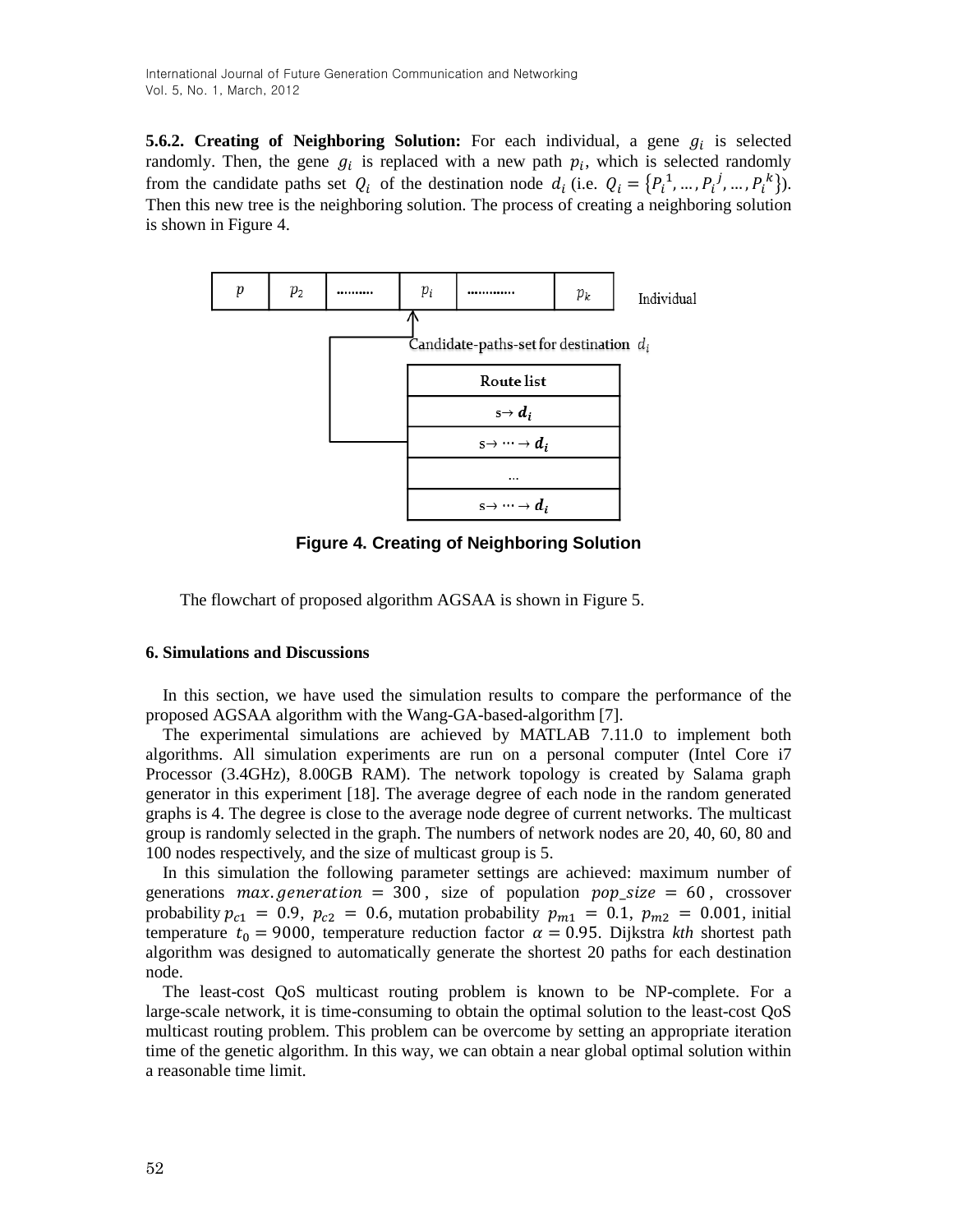**5.6.2. Creating of Neighboring Solution:** For each individual, a gene $g_i$ is selected randomly. Then, the gene $g_i$ is replaced with a new path $p_i$, which is selected randomly from the candidate paths set $Q_i$ of the destination node $d_i$ (i.e. $Q_i = \{P_i^1, \ldots, P_i^j, \ldots, P_i^k\}$). Then this new tree is the neighboring solution. The process of creating a neighboring solution is shown in Figure 4.

| $p$ | $p_2$ | .......... | $p_i$ | ............. | $p_k$ |
|---|---|---|---|---|---|

Individual

Candidate-paths-set for destination $d_i$

| Route list |
|---|
| s→ $\boldsymbol{d_i}$ |
| s→ ⋯ → $\boldsymbol{d_i}$ |
| ... |
| s→ ⋯ → $\boldsymbol{d_i}$ |

**Figure 4. Creating of Neighboring Solution**

The flowchart of proposed algorithm AGSAA is shown in Figure 5.

## 6. Simulations and Discussions

In this section, we have used the simulation results to compare the performance of the proposed AGSAA algorithm with the Wang-GA-based-algorithm [7].

The experimental simulations are achieved by MATLAB 7.11.0 to implement both algorithms. All simulation experiments are run on a personal computer (Intel Core i7 Processor (3.4GHz), 8.00GB RAM). The network topology is created by Salama graph generator in this experiment [18]. The average degree of each node in the random generated graphs is 4. The degree is close to the average node degree of current networks. The multicast group is randomly selected in the graph. The numbers of network nodes are 20, 40, 60, 80 and 100 nodes respectively, and the size of multicast group is 5.

In this simulation the following parameter settings are achieved: maximum number of generations $max.generation = 300$, size of population $pop\_size = 60$, crossover probability $p_{c1} = 0.9$, $p_{c2} = 0.6$, mutation probability $p_{m1} = 0.1$, $p_{m2} = 0.001$, initial temperature $t_0 = 9000$, temperature reduction factor $\alpha = 0.95$. Dijkstra *kth* shortest path algorithm was designed to automatically generate the shortest 20 paths for each destination node.

The least-cost QoS multicast routing problem is known to be NP-complete. For a large-scale network, it is time-consuming to obtain the optimal solution to the least-cost QoS multicast routing problem. This problem can be overcome by setting an appropriate iteration time of the genetic algorithm. In this way, we can obtain a near global optimal solution within a reasonable time limit.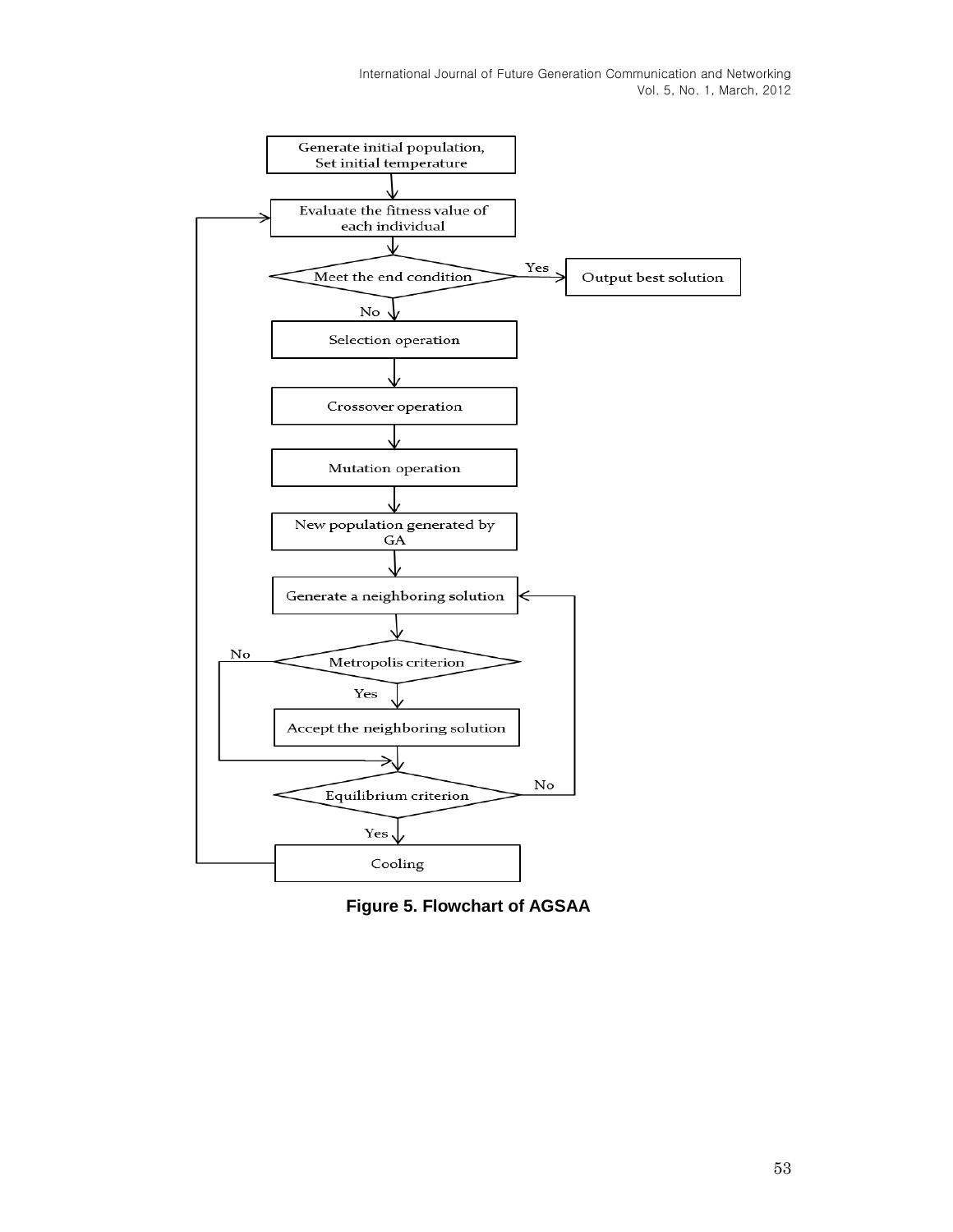Generate initial population, Set initial temperature

Evaluate the fitness value of each individual

Meet the end condition

Yes

Output best solution

No

Selection operation

Crossover operation

Mutation operation

New population generated by GA

Generate a neighboring solution

Metropolis criterion

No

Yes

Accept the neighboring solution

Equilibrium criterion

No

Yes

Cooling

**Figure 5. Flowchart of AGSAA**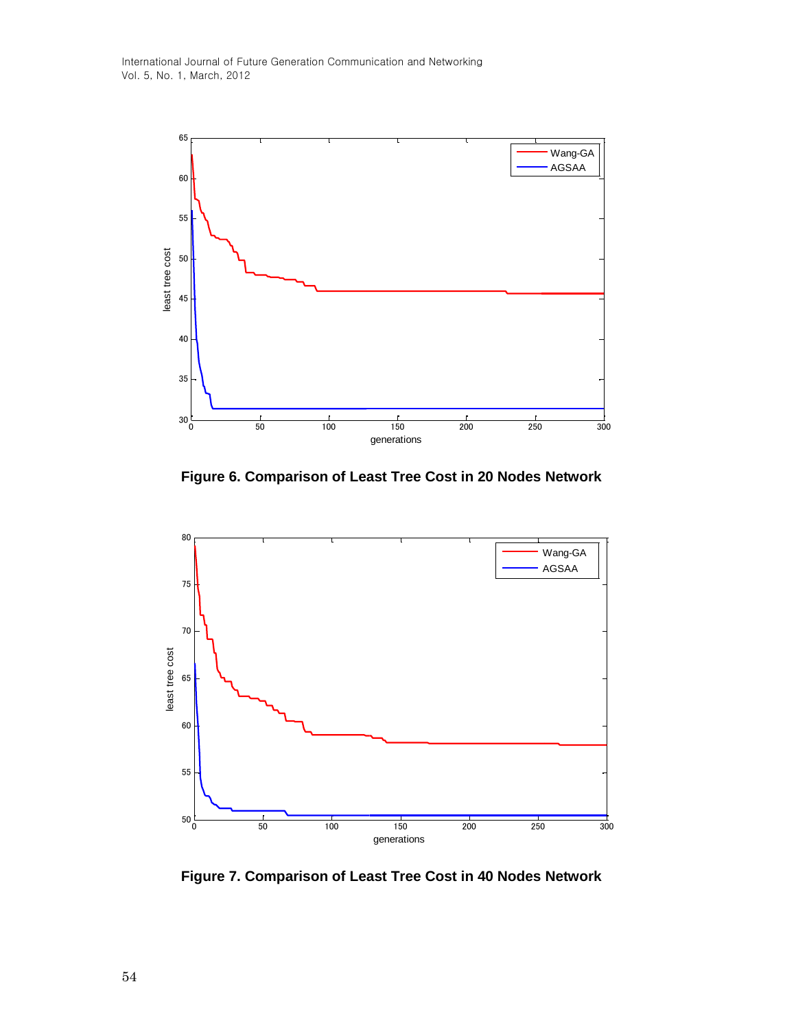Figure 6. Comparison of Least Tree Cost in 20 Nodes Network

Figure 7. Comparison of Least Tree Cost in 40 Nodes Network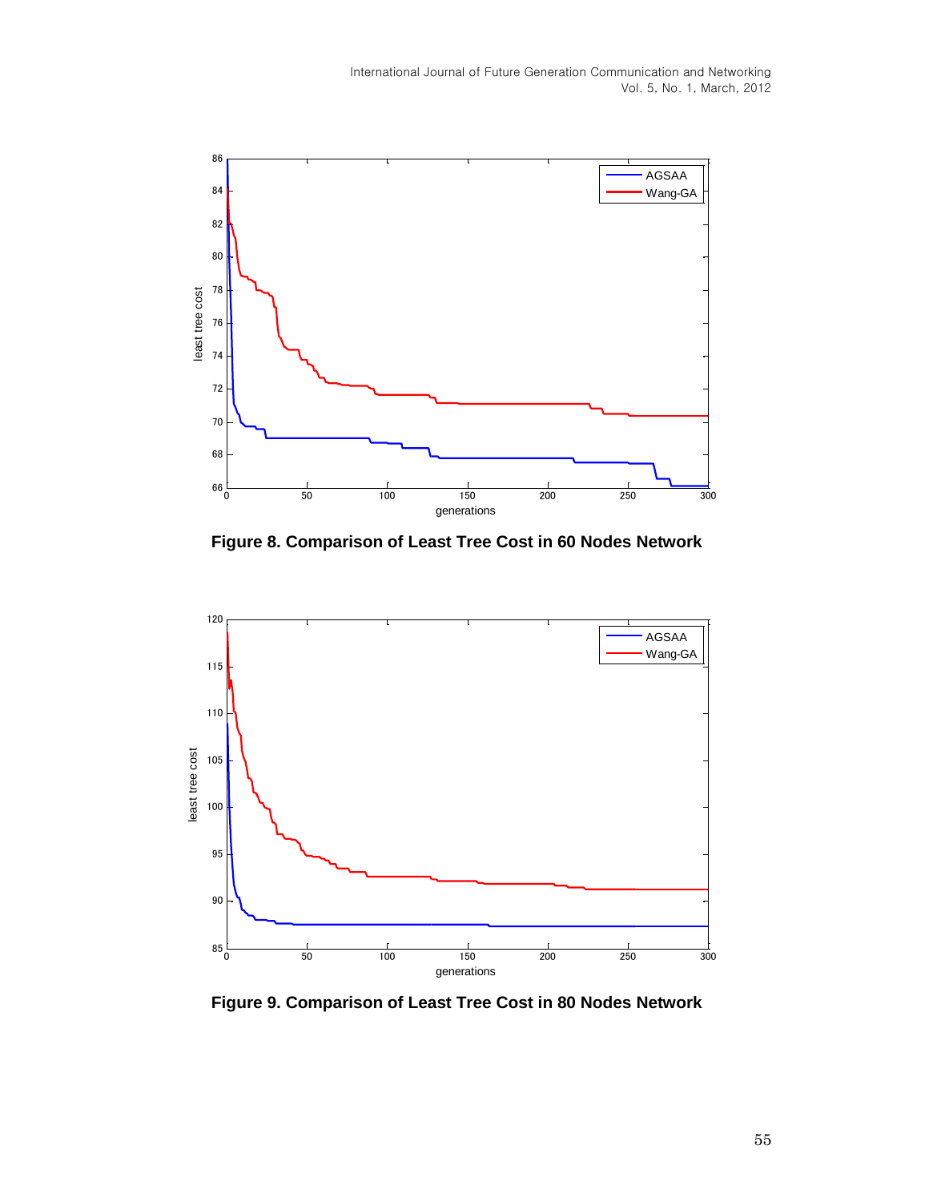**Figure 8. Comparison of Least Tree Cost in 60 Nodes Network**

**Figure 9. Comparison of Least Tree Cost in 80 Nodes Network**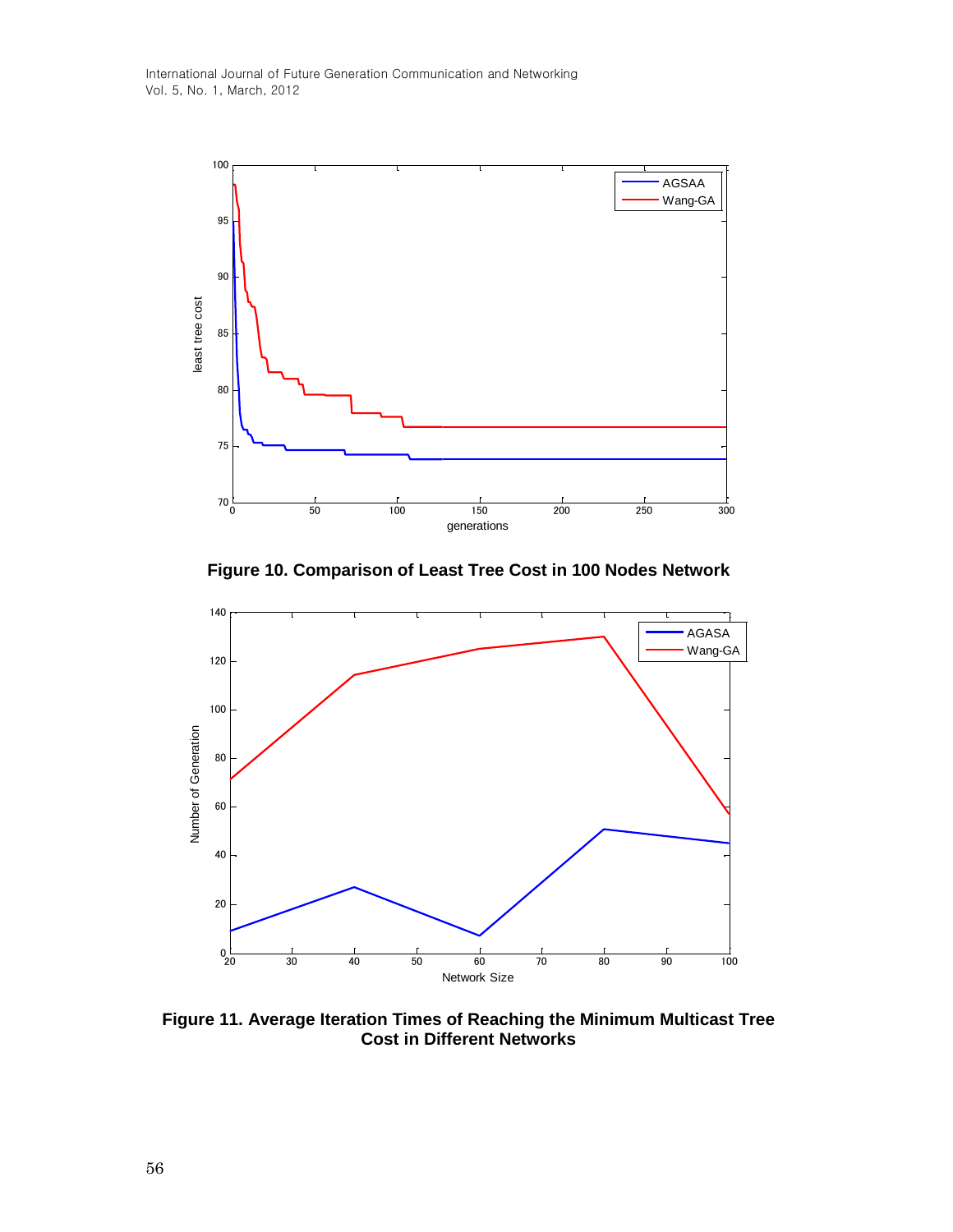**Figure 10. Comparison of Least Tree Cost in 100 Nodes Network**

**Figure 11. Average Iteration Times of Reaching the Minimum Multicast Tree Cost in Different Networks**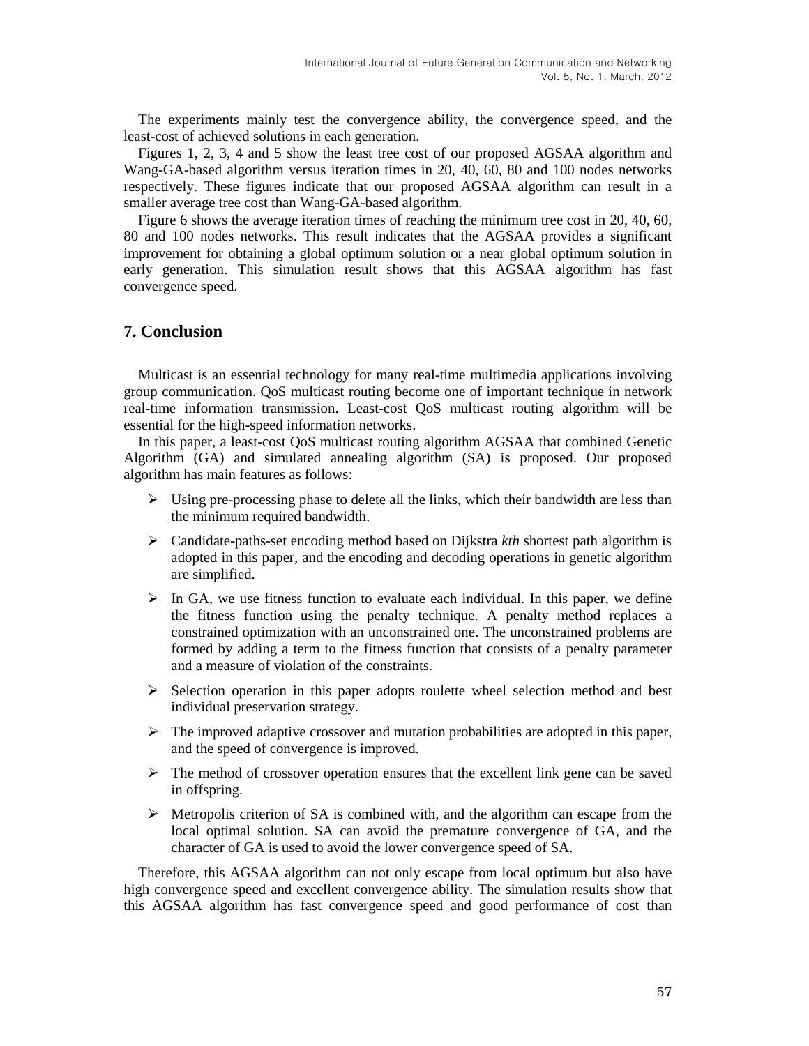The experiments mainly test the convergence ability, the convergence speed, and the least-cost of achieved solutions in each generation.

Figures 1, 2, 3, 4 and 5 show the least tree cost of our proposed AGSAA algorithm and Wang-GA-based algorithm versus iteration times in 20, 40, 60, 80 and 100 nodes networks respectively. These figures indicate that our proposed AGSAA algorithm can result in a smaller average tree cost than Wang-GA-based algorithm.

Figure 6 shows the average iteration times of reaching the minimum tree cost in 20, 40, 60, 80 and 100 nodes networks. This result indicates that the AGSAA provides a significant improvement for obtaining a global optimum solution or a near global optimum solution in early generation. This simulation result shows that this AGSAA algorithm has fast convergence speed.

## 7. Conclusion

Multicast is an essential technology for many real-time multimedia applications involving group communication. QoS multicast routing become one of important technique in network real-time information transmission. Least-cost QoS multicast routing algorithm will be essential for the high-speed information networks.

In this paper, a least-cost QoS multicast routing algorithm AGSAA that combined Genetic Algorithm (GA) and simulated annealing algorithm (SA) is proposed. Our proposed algorithm has main features as follows:

- Using pre-processing phase to delete all the links, which their bandwidth are less than the minimum required bandwidth.
- Candidate-paths-set encoding method based on Dijkstra *kth* shortest path algorithm is adopted in this paper, and the encoding and decoding operations in genetic algorithm are simplified.
- In GA, we use fitness function to evaluate each individual. In this paper, we define the fitness function using the penalty technique. A penalty method replaces a constrained optimization with an unconstrained one. The unconstrained problems are formed by adding a term to the fitness function that consists of a penalty parameter and a measure of violation of the constraints.
- Selection operation in this paper adopts roulette wheel selection method and best individual preservation strategy.
- The improved adaptive crossover and mutation probabilities are adopted in this paper, and the speed of convergence is improved.
- The method of crossover operation ensures that the excellent link gene can be saved in offspring.
- Metropolis criterion of SA is combined with, and the algorithm can escape from the local optimal solution. SA can avoid the premature convergence of GA, and the character of GA is used to avoid the lower convergence speed of SA.

Therefore, this AGSAA algorithm can not only escape from local optimum but also have high convergence speed and excellent convergence ability. The simulation results show that this AGSAA algorithm has fast convergence speed and good performance of cost than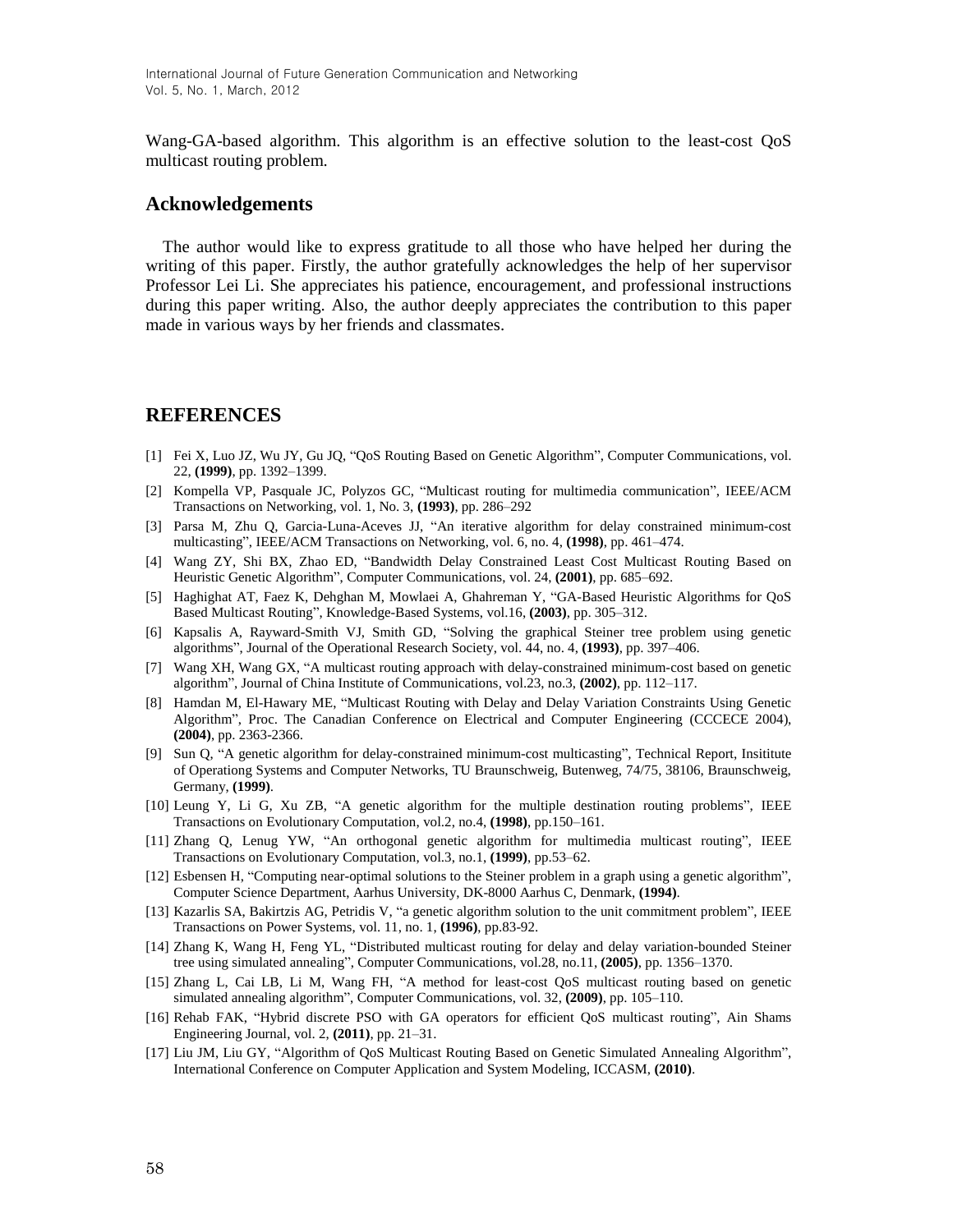Wang-GA-based algorithm. This algorithm is an effective solution to the least-cost QoS multicast routing problem.

## Acknowledgements

The author would like to express gratitude to all those who have helped her during the writing of this paper. Firstly, the author gratefully acknowledges the help of her supervisor Professor Lei Li. She appreciates his patience, encouragement, and professional instructions during this paper writing. Also, the author deeply appreciates the contribution to this paper made in various ways by her friends and classmates.

## REFERENCES

[1] Fei X, Luo JZ, Wu JY, Gu JQ, "QoS Routing Based on Genetic Algorithm", Computer Communications, vol. 22, **(1999)**, pp. 1392–1399.

[2] Kompella VP, Pasquale JC, Polyzos GC, "Multicast routing for multimedia communication", IEEE/ACM Transactions on Networking, vol. 1, No. 3, **(1993)**, pp. 286–292

[3] Parsa M, Zhu Q, Garcia-Luna-Aceves JJ, "An iterative algorithm for delay constrained minimum-cost multicasting", IEEE/ACM Transactions on Networking, vol. 6, no. 4, **(1998)**, pp. 461–474.

[4] Wang ZY, Shi BX, Zhao ED, "Bandwidth Delay Constrained Least Cost Multicast Routing Based on Heuristic Genetic Algorithm", Computer Communications, vol. 24, **(2001)**, pp. 685–692.

[5] Haghighat AT, Faez K, Dehghan M, Mowlaei A, Ghahreman Y, "GA-Based Heuristic Algorithms for QoS Based Multicast Routing", Knowledge-Based Systems, vol.16, **(2003)**, pp. 305–312.

[6] Kapsalis A, Rayward-Smith VJ, Smith GD, "Solving the graphical Steiner tree problem using genetic algorithms", Journal of the Operational Research Society, vol. 44, no. 4, **(1993)**, pp. 397–406.

[7] Wang XH, Wang GX, "A multicast routing approach with delay-constrained minimum-cost based on genetic algorithm", Journal of China Institute of Communications, vol.23, no.3, **(2002)**, pp. 112–117.

[8] Hamdan M, El-Hawary ME, "Multicast Routing with Delay and Delay Variation Constraints Using Genetic Algorithm", Proc. The Canadian Conference on Electrical and Computer Engineering (CCCECE 2004), **(2004)**, pp. 2363-2366.

[9] Sun Q, "A genetic algorithm for delay-constrained minimum-cost multicasting", Technical Report, Insititute of Operationg Systems and Computer Networks, TU Braunschweig, Butenweg, 74/75, 38106, Braunschweig, Germany, **(1999)**.

[10] Leung Y, Li G, Xu ZB, "A genetic algorithm for the multiple destination routing problems", IEEE Transactions on Evolutionary Computation, vol.2, no.4, **(1998)**, pp.150–161.

[11] Zhang Q, Lenug YW, "An orthogonal genetic algorithm for multimedia multicast routing", IEEE Transactions on Evolutionary Computation, vol.3, no.1, **(1999)**, pp.53–62.

[12] Esbensen H, "Computing near-optimal solutions to the Steiner problem in a graph using a genetic algorithm", Computer Science Department, Aarhus University, DK-8000 Aarhus C, Denmark, **(1994)**.

[13] Kazarlis SA, Bakirtzis AG, Petridis V, "a genetic algorithm solution to the unit commitment problem", IEEE Transactions on Power Systems, vol. 11, no. 1, **(1996)**, pp.83-92.

[14] Zhang K, Wang H, Feng YL, "Distributed multicast routing for delay and delay variation-bounded Steiner tree using simulated annealing", Computer Communications, vol.28, no.11, **(2005)**, pp. 1356–1370.

[15] Zhang L, Cai LB, Li M, Wang FH, "A method for least-cost QoS multicast routing based on genetic simulated annealing algorithm", Computer Communications, vol. 32, **(2009)**, pp. 105–110.

[16] Rehab FAK, "Hybrid discrete PSO with GA operators for efficient QoS multicast routing", Ain Shams Engineering Journal, vol. 2, **(2011)**, pp. 21–31.

[17] Liu JM, Liu GY, "Algorithm of QoS Multicast Routing Based on Genetic Simulated Annealing Algorithm", International Conference on Computer Application and System Modeling, ICCASM, **(2010)**.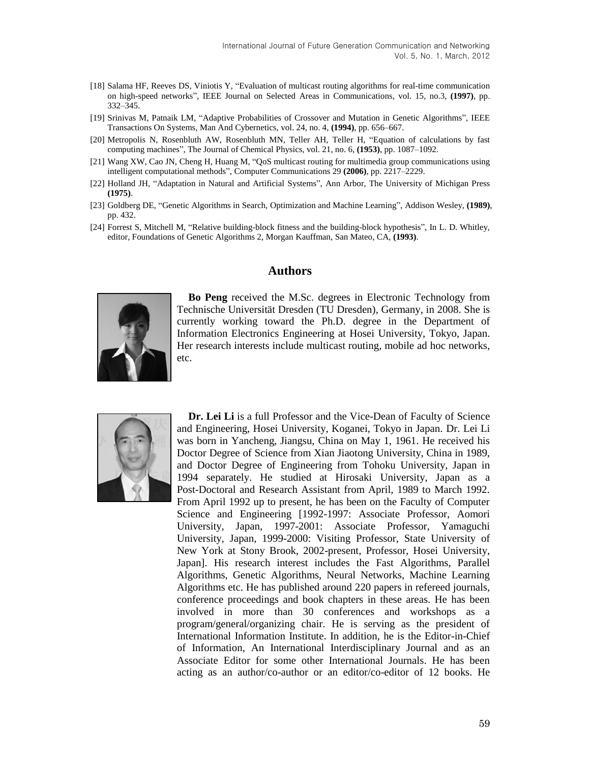[18] Salama HF, Reeves DS, Viniotis Y, “Evaluation of multicast routing algorithms for real-time communication on high-speed networks”, IEEE Journal on Selected Areas in Communications, vol. 15, no.3, **(1997)**, pp. 332–345.

[19] Srinivas M, Patnaik LM, “Adaptive Probabilities of Crossover and Mutation in Genetic Algorithms”, IEEE Transactions On Systems, Man And Cybernetics, vol. 24, no. 4, **(1994)**, pp. 656–667.

[20] Metropolis N, Rosenbluth AW, Rosenbluth MN, Teller AH, Teller H, “Equation of calculations by fast computing machines”, The Journal of Chemical Physics, vol. 21, no. 6, **(1953)**, pp. 1087–1092.

[21] Wang XW, Cao JN, Cheng H, Huang M, “QoS multicast routing for multimedia group communications using intelligent computational methods”, Computer Communications 29 **(2006)**, pp. 2217–2229.

[22] Holland JH, “Adaptation in Natural and Artificial Systems”, Ann Arbor, The University of Michigan Press **(1975)**.

[23] Goldberg DE, “Genetic Algorithms in Search, Optimization and Machine Learning”, Addison Wesley, **(1989)**, pp. 432.

[24] Forrest S, Mitchell M, “Relative building-block fitness and the building-block hypothesis”, In L. D. Whitley, editor, Foundations of Genetic Algorithms 2, Morgan Kauffman, San Mateo, CA, **(1993)**.

## Authors

**Bo Peng** received the M.Sc. degrees in Electronic Technology from Technische Universität Dresden (TU Dresden), Germany, in 2008. She is currently working toward the Ph.D. degree in the Department of Information Electronics Engineering at Hosei University, Tokyo, Japan. Her research interests include multicast routing, mobile ad hoc networks, etc.

**Dr. Lei Li** is a full Professor and the Vice-Dean of Faculty of Science and Engineering, Hosei University, Koganei, Tokyo in Japan. Dr. Lei Li was born in Yancheng, Jiangsu, China on May 1, 1961. He received his Doctor Degree of Science from Xian Jiaotong University, China in 1989, and Doctor Degree of Engineering from Tohoku University, Japan in 1994 separately. He studied at Hirosaki University, Japan as a Post-Doctoral and Research Assistant from April, 1989 to March 1992. From April 1992 up to present, he has been on the Faculty of Computer Science and Engineering [1992-1997: Associate Professor, Aomori University, Japan, 1997-2001: Associate Professor, Yamaguchi University, Japan, 1999-2000: Visiting Professor, State University of New York at Stony Brook, 2002-present, Professor, Hosei University, Japan]. His research interest includes the Fast Algorithms, Parallel Algorithms, Genetic Algorithms, Neural Networks, Machine Learning Algorithms etc. He has published around 220 papers in refereed journals, conference proceedings and book chapters in these areas. He has been involved in more than 30 conferences and workshops as a program/general/organizing chair. He is serving as the president of International Information Institute. In addition, he is the Editor-in-Chief of Information, An International Interdisciplinary Journal and as an Associate Editor for some other International Journals. He has been acting as an author/co-author or an editor/co-editor of 12 books. He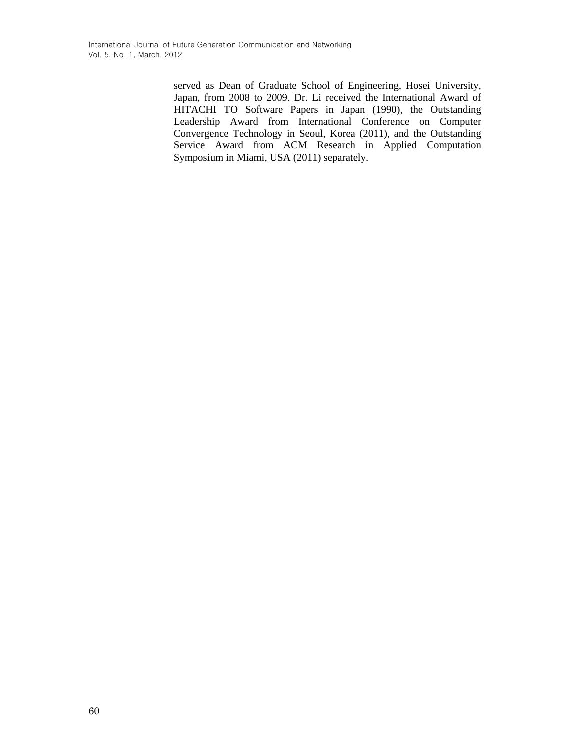served as Dean of Graduate School of Engineering, Hosei University, Japan, from 2008 to 2009. Dr. Li received the International Award of HITACHI TO Software Papers in Japan (1990), the Outstanding Leadership Award from International Conference on Computer Convergence Technology in Seoul, Korea (2011), and the Outstanding Service Award from ACM Research in Applied Computation Symposium in Miami, USA (2011) separately.